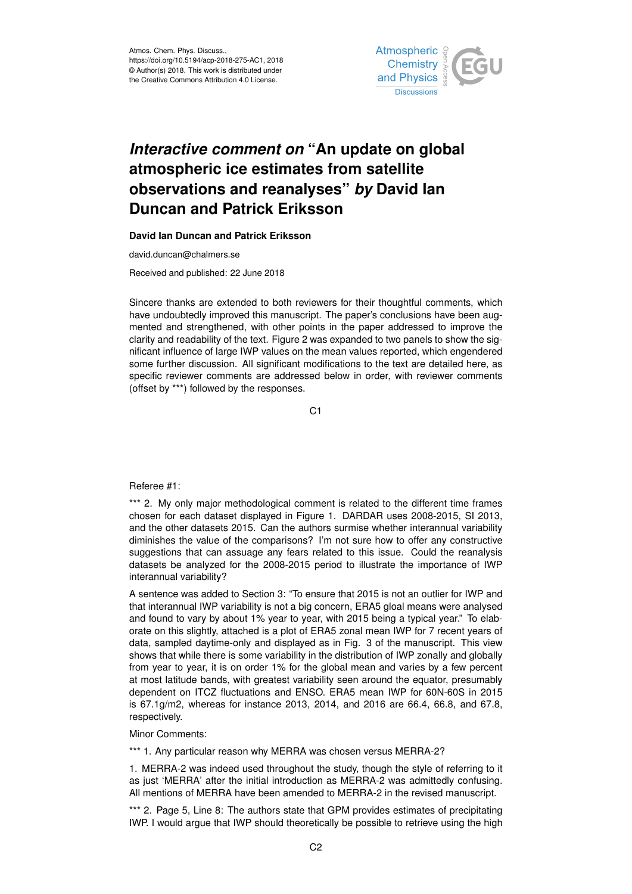# *Interactive comment on* "An update on global atmospheric ice estimates from satellite observations and reanalyses" *by* David Ian Duncan and Patrick Eriksson

**David Ian Duncan and Patrick Eriksson**

david.duncan@chalmers.se

Received and published: 22 June 2018

Sincere thanks are extended to both reviewers for their thoughtful comments, which have undoubtedly improved this manuscript. The paper's conclusions have been augmented and strengthened, with other points in the paper addressed to improve the clarity and readability of the text. Figure 2 was expanded to two panels to show the significant influence of large IWP values on the mean values reported, which engendered some further discussion. All significant modifications to the text are detailed here, as specific reviewer comments are addressed below in order, with reviewer comments (offset by ***) followed by the responses.

Referee #1:

*** 2. My only major methodological comment is related to the different time frames chosen for each dataset displayed in Figure 1. DARDAR uses 2008-2015, SI 2013, and the other datasets 2015. Can the authors surmise whether interannual variability diminishes the value of the comparisons? I'm not sure how to offer any constructive suggestions that can assuage any fears related to this issue. Could the reanalysis datasets be analyzed for the 2008-2015 period to illustrate the importance of IWP interannual variability?

A sentence was added to Section 3: "To ensure that 2015 is not an outlier for IWP and that interannual IWP variability is not a big concern, ERA5 gloal means were analysed and found to vary by about 1% year to year, with 2015 being a typical year." To elaborate on this slightly, attached is a plot of ERA5 zonal mean IWP for 7 recent years of data, sampled daytime-only and displayed as in Fig. 3 of the manuscript. This view shows that while there is some variability in the distribution of IWP zonally and globally from year to year, it is on order 1% for the global mean and varies by a few percent at most latitude bands, with greatest variability seen around the equator, presumably dependent on ITCZ fluctuations and ENSO. ERA5 mean IWP for 60N-60S in 2015 is 67.1g/m2, whereas for instance 2013, 2014, and 2016 are 66.4, 66.8, and 67.8, respectively.

Minor Comments:

*** 1. Any particular reason why MERRA was chosen versus MERRA-2?

1. MERRA-2 was indeed used throughout the study, though the style of referring to it as just 'MERRA' after the initial introduction as MERRA-2 was admittedly confusing. All mentions of MERRA have been amended to MERRA-2 in the revised manuscript.

*** 2. Page 5, Line 8: The authors state that GPM provides estimates of precipitating IWP. I would argue that IWP should theoretically be possible to retrieve using the high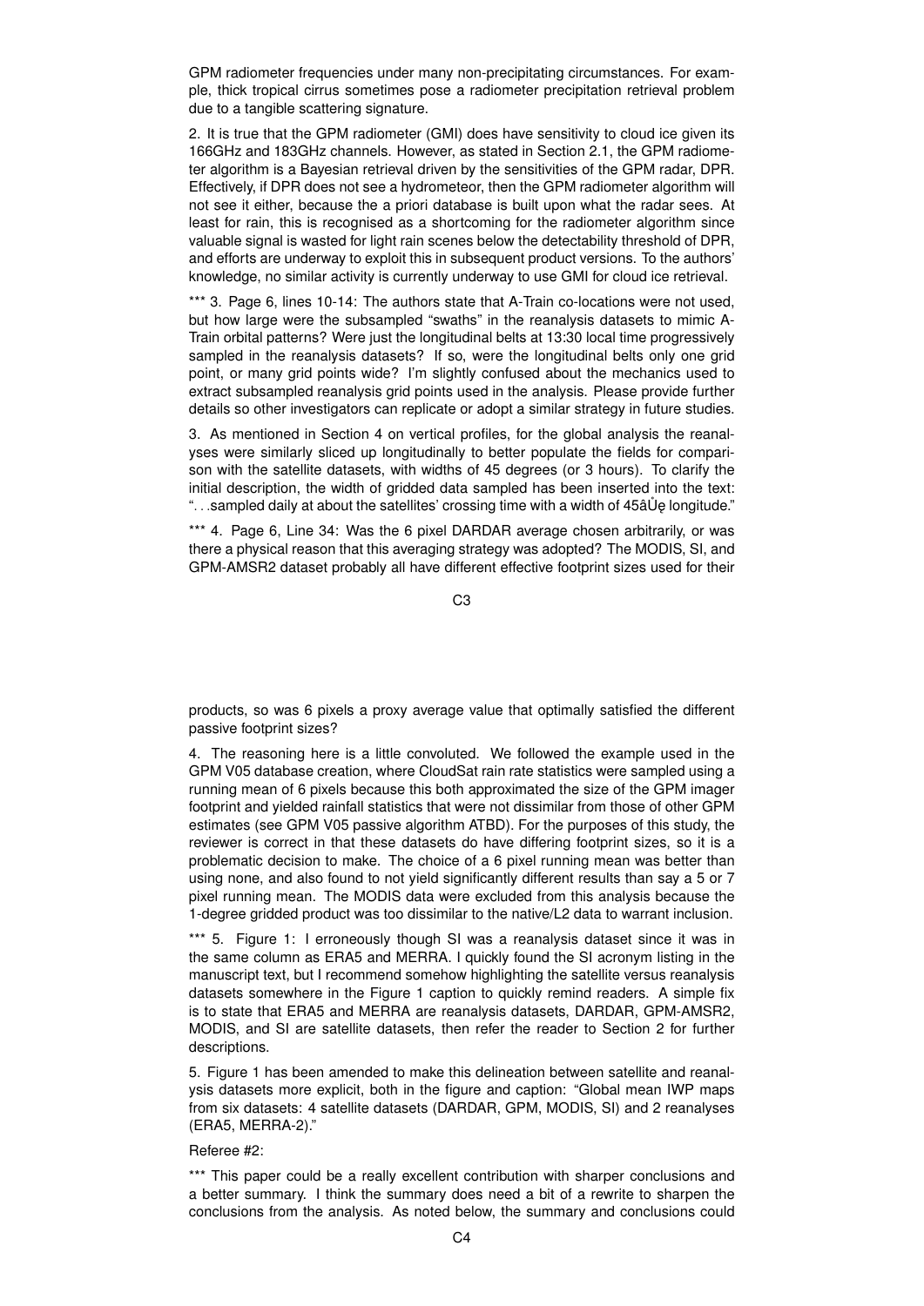GPM radiometer frequencies under many non-precipitating circumstances. For example, thick tropical cirrus sometimes pose a radiometer precipitation retrieval problem due to a tangible scattering signature.

2. It is true that the GPM radiometer (GMI) does have sensitivity to cloud ice given its 166GHz and 183GHz channels. However, as stated in Section 2.1, the GPM radiometer algorithm is a Bayesian retrieval driven by the sensitivities of the GPM radar, DPR. Effectively, if DPR does not see a hydrometeor, then the GPM radiometer algorithm will not see it either, because the a priori database is built upon what the radar sees. At least for rain, this is recognised as a shortcoming for the radiometer algorithm since valuable signal is wasted for light rain scenes below the detectability threshold of DPR, and efforts are underway to exploit this in subsequent product versions. To the authors' knowledge, no similar activity is currently underway to use GMI for cloud ice retrieval.

*** 3. Page 6, lines 10-14: The authors state that A-Train co-locations were not used, but how large were the subsampled "swaths" in the reanalysis datasets to mimic A-Train orbital patterns? Were just the longitudinal belts at 13:30 local time progressively sampled in the reanalysis datasets? If so, were the longitudinal belts only one grid point, or many grid points wide? I'm slightly confused about the mechanics used to extract subsampled reanalysis grid points used in the analysis. Please provide further details so other investigators can replicate or adopt a similar strategy in future studies.

3. As mentioned in Section 4 on vertical profiles, for the global analysis the reanalyses were similarly sliced up longitudinally to better populate the fields for comparison with the satellite datasets, with widths of 45 degrees (or 3 hours). To clarify the initial description, the width of gridded data sampled has been inserted into the text: "...sampled daily at about the satellites' crossing time with a width of 45âŮę longitude."

*** 4. Page 6, Line 34: Was the 6 pixel DARDAR average chosen arbitrarily, or was there a physical reason that this averaging strategy was adopted? The MODIS, SI, and GPM-AMSR2 dataset probably all have different effective footprint sizes used for their products, so was 6 pixels a proxy average value that optimally satisfied the different passive footprint sizes?

4. The reasoning here is a little convoluted. We followed the example used in the GPM V05 database creation, where CloudSat rain rate statistics were sampled using a running mean of 6 pixels because this both approximated the size of the GPM imager footprint and yielded rainfall statistics that were not dissimilar from those of other GPM estimates (see GPM V05 passive algorithm ATBD). For the purposes of this study, the reviewer is correct in that these datasets do have differing footprint sizes, so it is a problematic decision to make. The choice of a 6 pixel running mean was better than using none, and also found to not yield significantly different results than say a 5 or 7 pixel running mean. The MODIS data were excluded from this analysis because the 1-degree gridded product was too dissimilar to the native/L2 data to warrant inclusion.

*** 5. Figure 1: I erroneously though SI was a reanalysis dataset since it was in the same column as ERA5 and MERRA. I quickly found the SI acronym listing in the manuscript text, but I recommend somehow highlighting the satellite versus reanalysis datasets somewhere in the Figure 1 caption to quickly remind readers. A simple fix is to state that ERA5 and MERRA are reanalysis datasets, DARDAR, GPM-AMSR2, MODIS, and SI are satellite datasets, then refer the reader to Section 2 for further descriptions.

5. Figure 1 has been amended to make this delineation between satellite and reanalysis datasets more explicit, both in the figure and caption: "Global mean IWP maps from six datasets: 4 satellite datasets (DARDAR, GPM, MODIS, SI) and 2 reanalyses (ERA5, MERRA-2)."

Referee #2:

*** This paper could be a really excellent contribution with sharper conclusions and a better summary. I think the summary does need a bit of a rewrite to sharpen the conclusions from the analysis. As noted below, the summary and conclusions could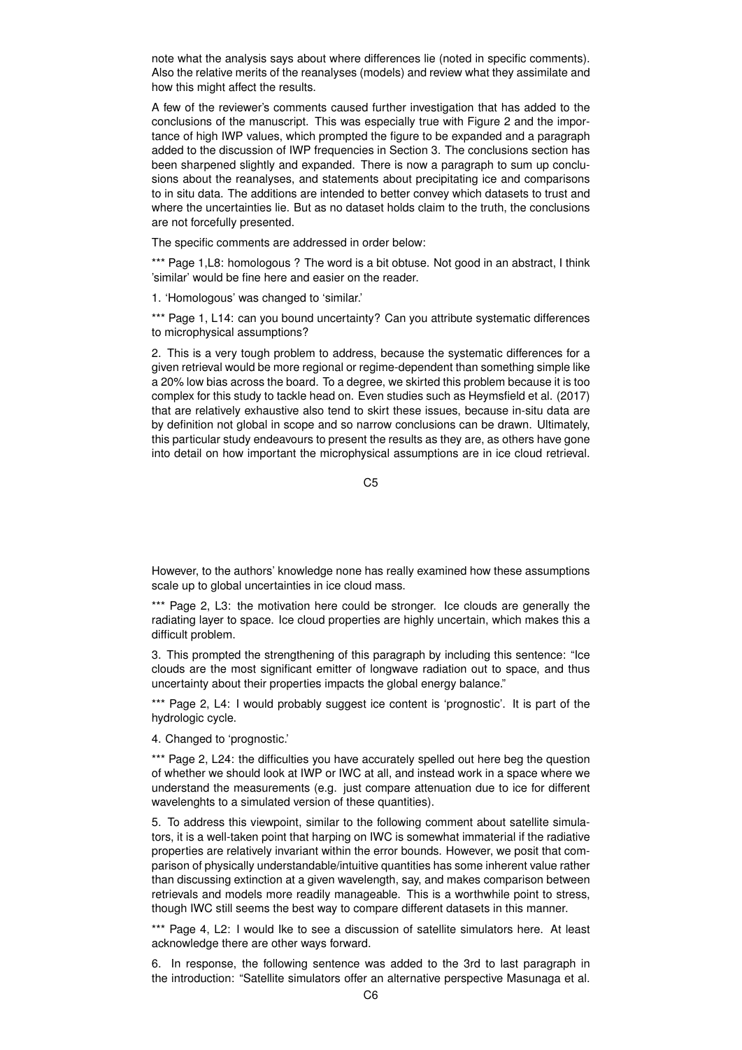note what the analysis says about where differences lie (noted in specific comments). Also the relative merits of the reanalyses (models) and review what they assimilate and how this might affect the results.

A few of the reviewer's comments caused further investigation that has added to the conclusions of the manuscript. This was especially true with Figure 2 and the importance of high IWP values, which prompted the figure to be expanded and a paragraph added to the discussion of IWP frequencies in Section 3. The conclusions section has been sharpened slightly and expanded. There is now a paragraph to sum up conclusions about the reanalyses, and statements about precipitating ice and comparisons to in situ data. The additions are intended to better convey which datasets to trust and where the uncertainties lie. But as no dataset holds claim to the truth, the conclusions are not forcefully presented.

The specific comments are addressed in order below:

*** Page 1,L8: homologous ? The word is a bit obtuse. Not good in an abstract, I think 'similar' would be fine here and easier on the reader.

1. 'Homologous' was changed to 'similar.'

*** Page 1, L14: can you bound uncertainty? Can you attribute systematic differences to microphysical assumptions?

2. This is a very tough problem to address, because the systematic differences for a given retrieval would be more regional or regime-dependent than something simple like a 20% low bias across the board. To a degree, we skirted this problem because it is too complex for this study to tackle head on. Even studies such as Heymsfield et al. (2017) that are relatively exhaustive also tend to skirt these issues, because in-situ data are by definition not global in scope and so narrow conclusions can be drawn. Ultimately, this particular study endeavours to present the results as they are, as others have gone into detail on how important the microphysical assumptions are in ice cloud retrieval. However, to the authors' knowledge none has really examined how these assumptions scale up to global uncertainties in ice cloud mass.

*** Page 2, L3: the motivation here could be stronger. Ice clouds are generally the radiating layer to space. Ice cloud properties are highly uncertain, which makes this a difficult problem.

3. This prompted the strengthening of this paragraph by including this sentence: "Ice clouds are the most significant emitter of longwave radiation out to space, and thus uncertainty about their properties impacts the global energy balance."

*** Page 2, L4: I would probably suggest ice content is 'prognostic'. It is part of the hydrologic cycle.

4. Changed to 'prognostic.'

*** Page 2, L24: the difficulties you have accurately spelled out here beg the question of whether we should look at IWP or IWC at all, and instead work in a space where we understand the measurements (e.g. just compare attenuation due to ice for different wavelenghts to a simulated version of these quantities).

5. To address this viewpoint, similar to the following comment about satellite simulators, it is a well-taken point that harping on IWC is somewhat immaterial if the radiative properties are relatively invariant within the error bounds. However, we posit that comparison of physically understandable/intuitive quantities has some inherent value rather than discussing extinction at a given wavelength, say, and makes comparison between retrievals and models more readily manageable. This is a worthwhile point to stress, though IWC still seems the best way to compare different datasets in this manner.

*** Page 4, L2: I would lke to see a discussion of satellite simulators here. At least acknowledge there are other ways forward.

6. In response, the following sentence was added to the 3rd to last paragraph in the introduction: "Satellite simulators offer an alternative perspective Masunaga et al.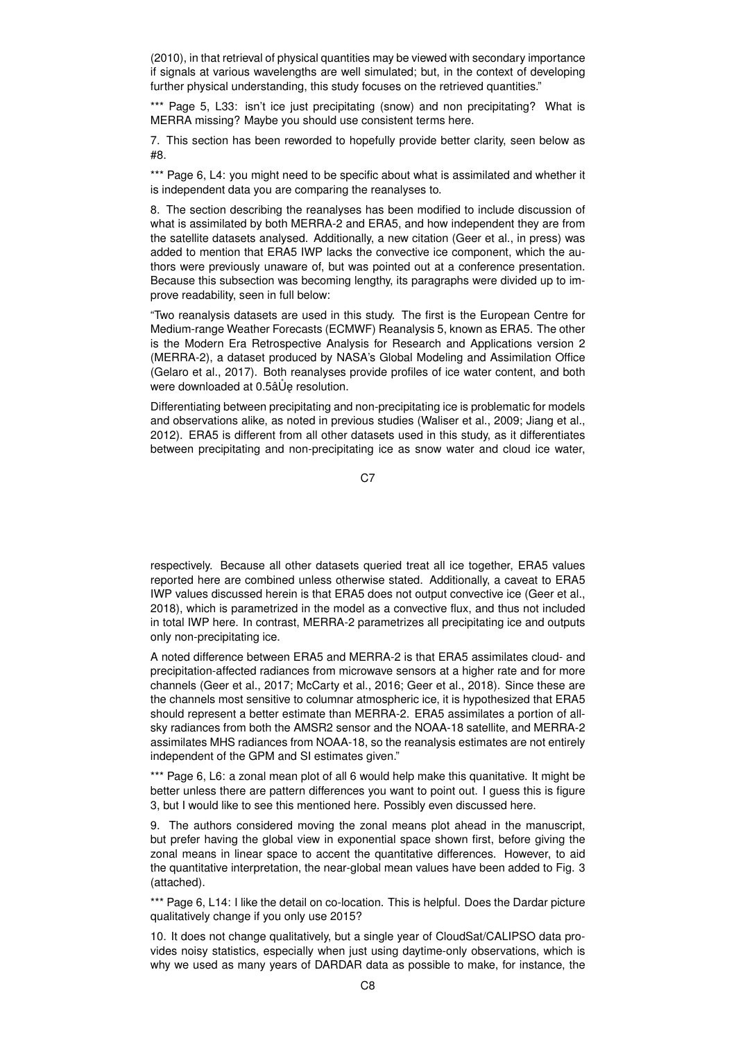(2010), in that retrieval of physical quantities may be viewed with secondary importance if signals at various wavelengths are well simulated; but, in the context of developing further physical understanding, this study focuses on the retrieved quantities."

*** Page 5, L33: isn't ice just precipitating (snow) and non precipitating? What is MERRA missing? Maybe you should use consistent terms here.

7. This section has been reworded to hopefully provide better clarity, seen below as #8.

*** Page 6, L4: you might need to be specific about what is assimilated and whether it is independent data you are comparing the reanalyses to.

8. The section describing the reanalyses has been modified to include discussion of what is assimilated by both MERRA-2 and ERA5, and how independent they are from the satellite datasets analysed. Additionally, a new citation (Geer et al., in press) was added to mention that ERA5 IWP lacks the convective ice component, which the authors were previously unaware of, but was pointed out at a conference presentation. Because this subsection was becoming lengthy, its paragraphs were divided up to improve readability, seen in full below:

"Two reanalysis datasets are used in this study. The first is the European Centre for Medium-range Weather Forecasts (ECMWF) Reanalysis 5, known as ERA5. The other is the Modern Era Retrospective Analysis for Research and Applications version 2 (MERRA-2), a dataset produced by NASA's Global Modeling and Assimilation Office (Gelaro et al., 2017). Both reanalyses provide profiles of ice water content, and both were downloaded at 0.5âŮę resolution.

Differentiating between precipitating and non-precipitating ice is problematic for models and observations alike, as noted in previous studies (Waliser et al., 2009; Jiang et al., 2012). ERA5 is different from all other datasets used in this study, as it differentiates between precipitating and non-precipitating ice as snow water and cloud ice water, respectively. Because all other datasets queried treat all ice together, ERA5 values reported here are combined unless otherwise stated. Additionally, a caveat to ERA5 IWP values discussed herein is that ERA5 does not output convective ice (Geer et al., 2018), which is parametrized in the model as a convective flux, and thus not included in total IWP here. In contrast, MERRA-2 parametrizes all precipitating ice and outputs only non-precipitating ice.

A noted difference between ERA5 and MERRA-2 is that ERA5 assimilates cloud- and precipitation-affected radiances from microwave sensors at a higher rate and for more channels (Geer et al., 2017; McCarty et al., 2016; Geer et al., 2018). Since these are the channels most sensitive to columnar atmospheric ice, it is hypothesized that ERA5 should represent a better estimate than MERRA-2. ERA5 assimilates a portion of all-sky radiances from both the AMSR2 sensor and the NOAA-18 satellite, and MERRA-2 assimilates MHS radiances from NOAA-18, so the reanalysis estimates are not entirely independent of the GPM and SI estimates given."

*** Page 6, L6: a zonal mean plot of all 6 would help make this quanitative. It might be better unless there are pattern differences you want to point out. I guess this is figure 3, but I would like to see this mentioned here. Possibly even discussed here.

9. The authors considered moving the zonal means plot ahead in the manuscript, but prefer having the global view in exponential space shown first, before giving the zonal means in linear space to accent the quantitative differences. However, to aid the quantitative interpretation, the near-global mean values have been added to Fig. 3 (attached).

*** Page 6, L14: I like the detail on co-location. This is helpful. Does the Dardar picture qualitatively change if you only use 2015?

10. It does not change qualitatively, but a single year of CloudSat/CALIPSO data provides noisy statistics, especially when just using daytime-only observations, which is why we used as many years of DARDAR data as possible to make, for instance, the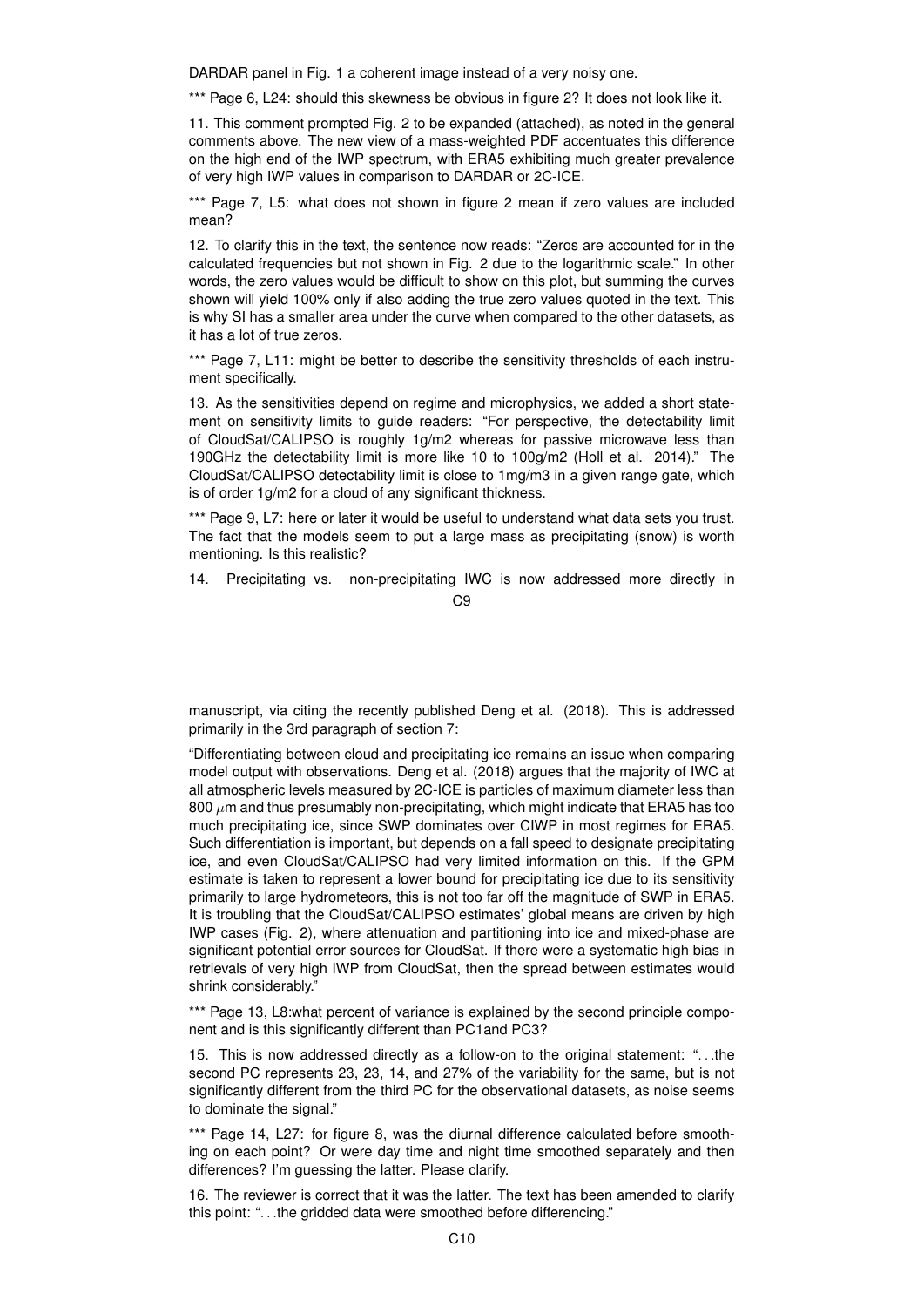DARDAR panel in Fig. 1 a coherent image instead of a very noisy one.

*** Page 6, L24: should this skewness be obvious in figure 2? It does not look like it.

11. This comment prompted Fig. 2 to be expanded (attached), as noted in the general comments above. The new view of a mass-weighted PDF accentuates this difference on the high end of the IWP spectrum, with ERA5 exhibiting much greater prevalence of very high IWP values in comparison to DARDAR or 2C-ICE.

*** Page 7, L5: what does not shown in figure 2 mean if zero values are included mean?

12. To clarify this in the text, the sentence now reads: "Zeros are accounted for in the calculated frequencies but not shown in Fig. 2 due to the logarithmic scale." In other words, the zero values would be difficult to show on this plot, but summing the curves shown will yield 100% only if also adding the true zero values quoted in the text. This is why SI has a smaller area under the curve when compared to the other datasets, as it has a lot of true zeros.

*** Page 7, L11: might be better to describe the sensitivity thresholds of each instrument specifically.

13. As the sensitivities depend on regime and microphysics, we added a short statement on sensitivity limits to guide readers: "For perspective, the detectability limit of CloudSat/CALIPSO is roughly 1g/m2 whereas for passive microwave less than 190GHz the detectability limit is more like 10 to 100g/m2 (Holl et al. 2014)." The CloudSat/CALIPSO detectability limit is close to 1mg/m3 in a given range gate, which is of order 1g/m2 for a cloud of any significant thickness.

*** Page 9, L7: here or later it would be useful to understand what data sets you trust. The fact that the models seem to put a large mass as precipitating (snow) is worth mentioning. Is this realistic?

14. Precipitating vs. non-precipitating IWC is now addressed more directly in manuscript, via citing the recently published Deng et al. (2018). This is addressed primarily in the 3rd paragraph of section 7:

"Differentiating between cloud and precipitating ice remains an issue when comparing model output with observations. Deng et al. (2018) argues that the majority of IWC at all atmospheric levels measured by 2C-ICE is particles of maximum diameter less than 800 $\mu$m and thus presumably non-precipitating, which might indicate that ERA5 has too much precipitating ice, since SWP dominates over CIWP in most regimes for ERA5. Such differentiation is important, but depends on a fall speed to designate precipitating ice, and even CloudSat/CALIPSO had very limited information on this. If the GPM estimate is taken to represent a lower bound for precipitating ice due to its sensitivity primarily to large hydrometeors, this is not too far off the magnitude of SWP in ERA5. It is troubling that the CloudSat/CALIPSO estimates' global means are driven by high IWP cases (Fig. 2), where attenuation and partitioning into ice and mixed-phase are significant potential error sources for CloudSat. If there were a systematic high bias in retrievals of very high IWP from CloudSat, then the spread between estimates would shrink considerably."

*** Page 13, L8:what percent of variance is explained by the second principle component and is this significantly different than PC1and PC3?

15. This is now addressed directly as a follow-on to the original statement: "...the second PC represents 23, 23, 14, and 27% of the variability for the same, but is not significantly different from the third PC for the observational datasets, as noise seems to dominate the signal."

*** Page 14, L27: for figure 8, was the diurnal difference calculated before smoothing on each point? Or were day time and night time smoothed separately and then differences? I'm guessing the latter. Please clarify.

16. The reviewer is correct that it was the latter. The text has been amended to clarify this point: "...the gridded data were smoothed before differencing."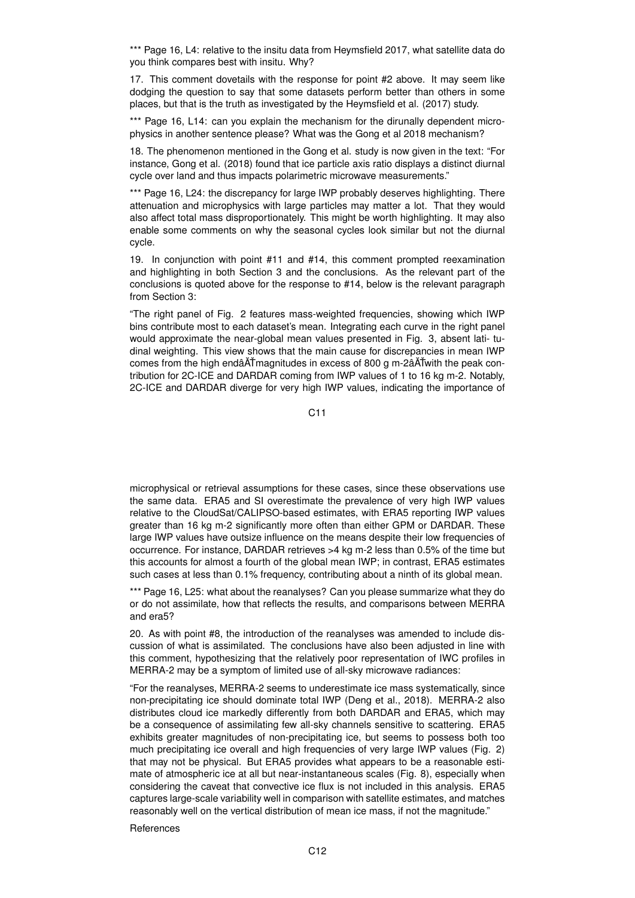*** Page 16, L4: relative to the insitu data from Heymsfield 2017, what satellite data do you think compares best with insitu. Why?

17. This comment dovetails with the response for point #2 above. It may seem like dodging the question to say that some datasets perform better than others in some places, but that is the truth as investigated by the Heymsfield et al. (2017) study.

*** Page 16, L14: can you explain the mechanism for the dirunally dependent microphysics in another sentence please? What was the Gong et al 2018 mechanism?

18. The phenomenon mentioned in the Gong et al. study is now given in the text: "For instance, Gong et al. (2018) found that ice particle axis ratio displays a distinct diurnal cycle over land and thus impacts polarimetric microwave measurements."

*** Page 16, L24: the discrepancy for large IWP probably deserves highlighting. There attenuation and microphysics with large particles may matter a lot. That they would also affect total mass disproportionately. This might be worth highlighting. It may also enable some comments on why the seasonal cycles look similar but not the diurnal cycle.

19. In conjunction with point #11 and #14, this comment prompted reexamination and highlighting in both Section 3 and the conclusions. As the relevant part of the conclusions is quoted above for the response to #14, below is the relevant paragraph from Section 3:

"The right panel of Fig. 2 features mass-weighted frequencies, showing which IWP bins contribute most to each dataset's mean. Integrating each curve in the right panel would approximate the near-global mean values presented in Fig. 3, absent latitudinal weighting. This view shows that the main cause for discrepancies in mean IWP comes from the high endâĂŤmagnitudes in excess of 800 g m-2âĂŤwith the peak contribution for 2C-ICE and DARDAR coming from IWP values of 1 to 16 kg m-2. Notably, 2C-ICE and DARDAR diverge for very high IWP values, indicating the importance of microphysical or retrieval assumptions for these cases, since these observations use the same data. ERA5 and SI overestimate the prevalence of very high IWP values relative to the CloudSat/CALIPSO-based estimates, with ERA5 reporting IWP values greater than 16 kg m-2 significantly more often than either GPM or DARDAR. These large IWP values have outsize influence on the means despite their low frequencies of occurrence. For instance, DARDAR retrieves >4 kg m-2 less than 0.5% of the time but this accounts for almost a fourth of the global mean IWP; in contrast, ERA5 estimates such cases at less than 0.1% frequency, contributing about a ninth of its global mean.

*** Page 16, L25: what about the reanalyses? Can you please summarize what they do or do not assimilate, how that reflects the results, and comparisons between MERRA and era5?

20. As with point #8, the introduction of the reanalyses was amended to include discussion of what is assimilated. The conclusions have also been adjusted in line with this comment, hypothesizing that the relatively poor representation of IWC profiles in MERRA-2 may be a symptom of limited use of all-sky microwave radiances:

"For the reanalyses, MERRA-2 seems to underestimate ice mass systematically, since non-precipitating ice should dominate total IWP (Deng et al., 2018). MERRA-2 also distributes cloud ice markedly differently from both DARDAR and ERA5, which may be a consequence of assimilating few all-sky channels sensitive to scattering. ERA5 exhibits greater magnitudes of non-precipitating ice, but seems to possess both too much precipitating ice overall and high frequencies of very large IWP values (Fig. 2) that may not be physical. But ERA5 provides what appears to be a reasonable estimate of atmospheric ice at all but near-instantaneous scales (Fig. 8), especially when considering the caveat that convective ice flux is not included in this analysis. ERA5 captures large-scale variability well in comparison with satellite estimates, and matches reasonably well on the vertical distribution of mean ice mass, if not the magnitude."

References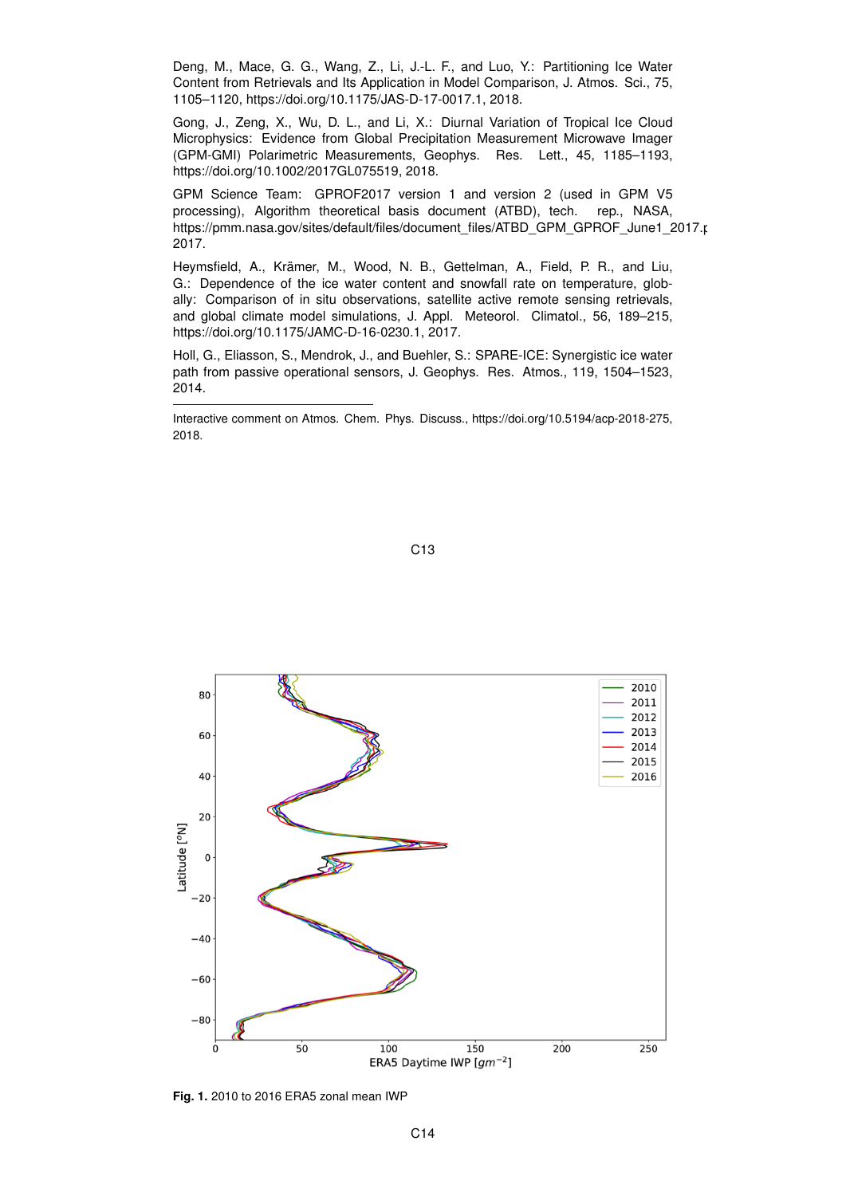Deng, M., Mace, G. G., Wang, Z., Li, J.-L. F., and Luo, Y.: Partitioning Ice Water Content from Retrievals and Its Application in Model Comparison, J. Atmos. Sci., 75, 1105–1120, https://doi.org/10.1175/JAS-D-17-0017.1, 2018.

Gong, J., Zeng, X., Wu, D. L., and Li, X.: Diurnal Variation of Tropical Ice Cloud Microphysics: Evidence from Global Precipitation Measurement Microwave Imager (GPM-GMI) Polarimetric Measurements, Geophys. Res. Lett., 45, 1185–1193, https://doi.org/10.1002/2017GL075519, 2018.

GPM Science Team: GPROF2017 version 1 and version 2 (used in GPM V5 processing), Algorithm theoretical basis document (ATBD), tech. rep., NASA, https://pmm.nasa.gov/sites/default/files/document_files/ATBD_GPM_GPROF_June1_2017.pdf, 2017.

Heymsfield, A., Krämer, M., Wood, N. B., Gettelman, A., Field, P. R., and Liu, G.: Dependence of the ice water content and snowfall rate on temperature, globally: Comparison of in situ observations, satellite active remote sensing retrievals, and global climate model simulations, J. Appl. Meteorol. Climatol., 56, 189–215, https://doi.org/10.1175/JAMC-D-16-0230.1, 2017.

Holl, G., Eliasson, S., Mendrok, J., and Buehler, S.: SPARE-ICE: Synergistic ice water path from passive operational sensors, J. Geophys. Res. Atmos., 119, 1504–1523, 2014.

---

Interactive comment on Atmos. Chem. Phys. Discuss., https://doi.org/10.5194/acp-2018-275, 2018.

**Fig. 1.** 2010 to 2016 ERA5 zonal mean IWP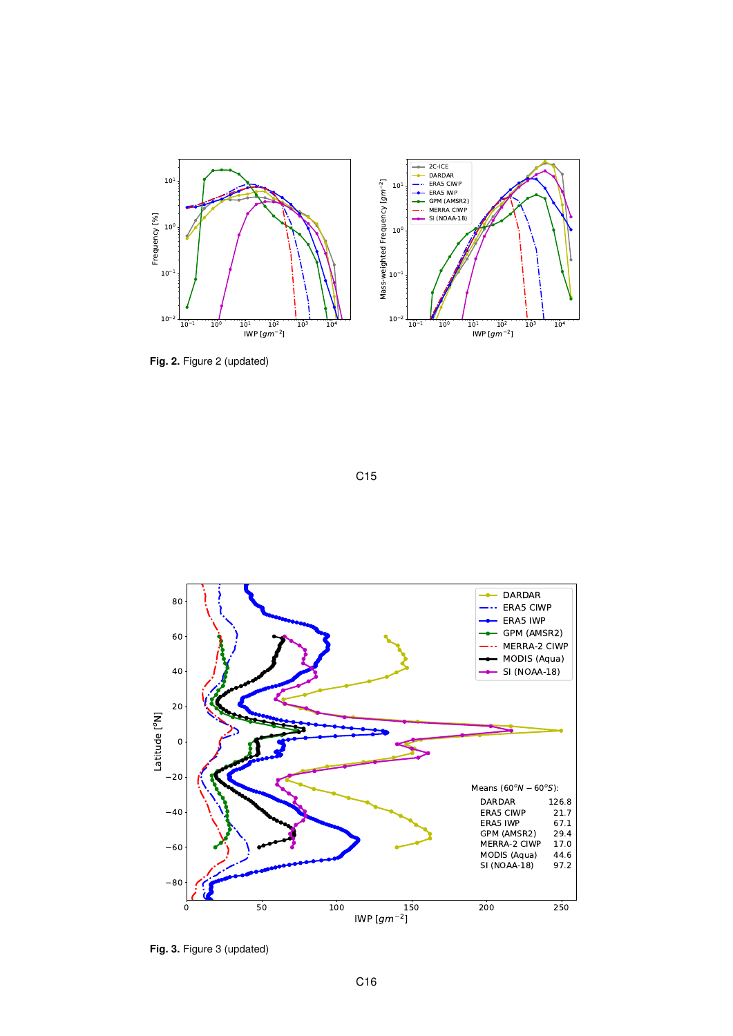Frequency [%]

IWP [$gm^{-2}$]

Mass-weighted Frequency [$gm^{-2}$]

IWP [$gm^{-2}$]

2C-ICE
DARDAR
ERA5 CIWP
ERA5 IWP
GPM (AMSR2)
MERRA CIWP
SI (NOAA-18)

**Fig. 2.** Figure 2 (updated)

Latitude [°N]

IWP [$gm^{-2}$]

DARDAR
ERA5 CIWP
ERA5 IWP
GPM (AMSR2)
MERRA-2 CIWP
MODIS (Aqua)
SI (NOAA-18)

Means (60°N − 60°S):

DARDAR 126.8
ERA5 CIWP 21.7
ERA5 IWP 67.1
GPM (AMSR2) 29.4
MERRA-2 CIWP 17.0
MODIS (Aqua) 44.6
SI (NOAA-18) 97.2

**Fig. 3.** Figure 3 (updated)